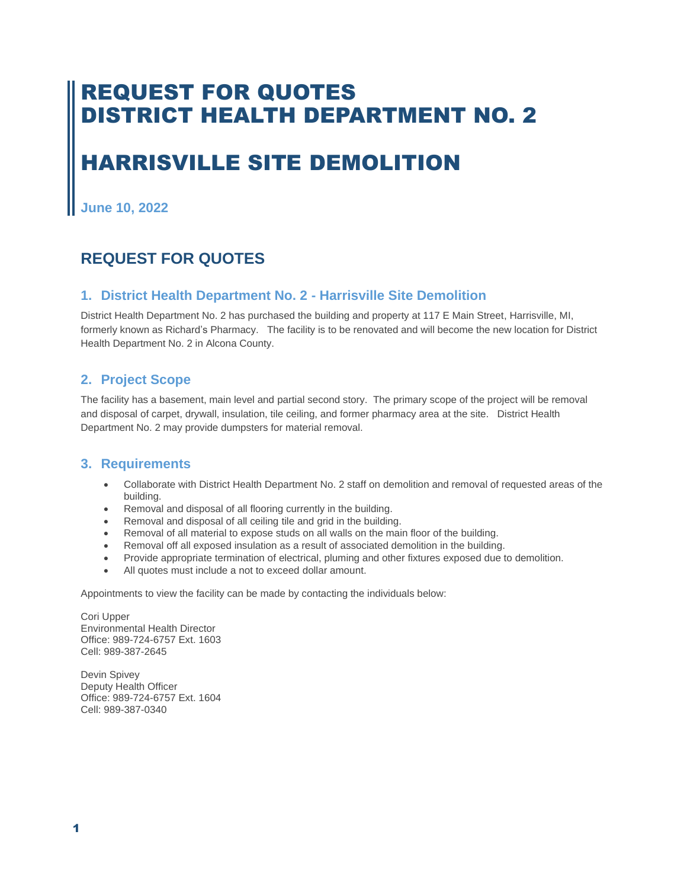# REQUEST FOR QUOTES
# DISTRICT HEALTH DEPARTMENT NO. 2

# HARRISVILLE SITE DEMOLITION

**June 10, 2022**

## REQUEST FOR QUOTES

### 1. District Health Department No. 2 - Harrisville Site Demolition

District Health Department No. 2 has purchased the building and property at 117 E Main Street, Harrisville, MI, formerly known as Richard's Pharmacy. The facility is to be renovated and will become the new location for District Health Department No. 2 in Alcona County.

### 2. Project Scope

The facility has a basement, main level and partial second story. The primary scope of the project will be removal and disposal of carpet, drywall, insulation, tile ceiling, and former pharmacy area at the site. District Health Department No. 2 may provide dumpsters for material removal.

### 3. Requirements

- Collaborate with District Health Department No. 2 staff on demolition and removal of requested areas of the building.
- Removal and disposal of all flooring currently in the building.
- Removal and disposal of all ceiling tile and grid in the building.
- Removal of all material to expose studs on all walls on the main floor of the building.
- Removal off all exposed insulation as a result of associated demolition in the building.
- Provide appropriate termination of electrical, pluming and other fixtures exposed due to demolition.
- All quotes must include a not to exceed dollar amount.

Appointments to view the facility can be made by contacting the individuals below:

Cori Upper
Environmental Health Director
Office: 989-724-6757 Ext. 1603
Cell: 989-387-2645

Devin Spivey
Deputy Health Officer
Office: 989-724-6757 Ext. 1604
Cell: 989-387-0340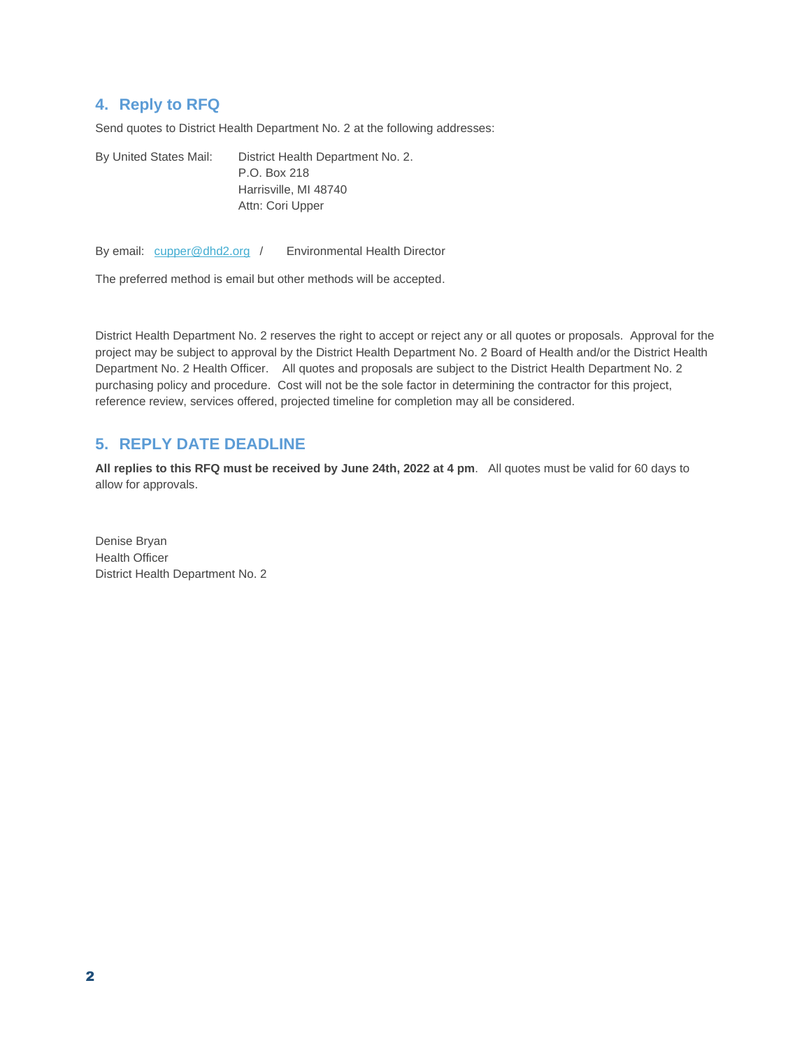## 4. Reply to RFQ

Send quotes to District Health Department No. 2 at the following addresses:

By United States Mail: District Health Department No. 2.
P.O. Box 218
Harrisville, MI 48740
Attn: Cori Upper

By email: cupper@dhd2.org / Environmental Health Director

The preferred method is email but other methods will be accepted.

District Health Department No. 2 reserves the right to accept or reject any or all quotes or proposals. Approval for the project may be subject to approval by the District Health Department No. 2 Board of Health and/or the District Health Department No. 2 Health Officer. All quotes and proposals are subject to the District Health Department No. 2 purchasing policy and procedure. Cost will not be the sole factor in determining the contractor for this project, reference review, services offered, projected timeline for completion may all be considered.

## 5. REPLY DATE DEADLINE

**All replies to this RFQ must be received by June 24th, 2022 at 4 pm**. All quotes must be valid for 60 days to allow for approvals.

Denise Bryan
Health Officer
District Health Department No. 2